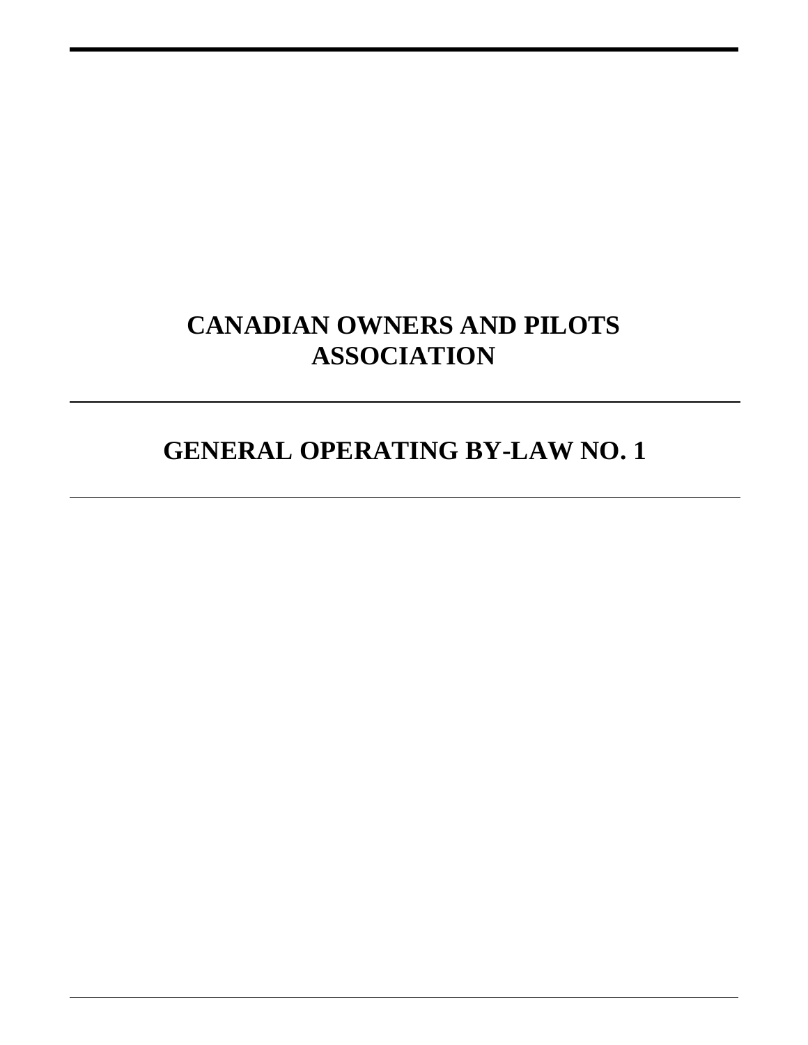# CANADIAN OWNERS AND PILOTS ASSOCIATION

# GENERAL OPERATING BY-LAW NO. 1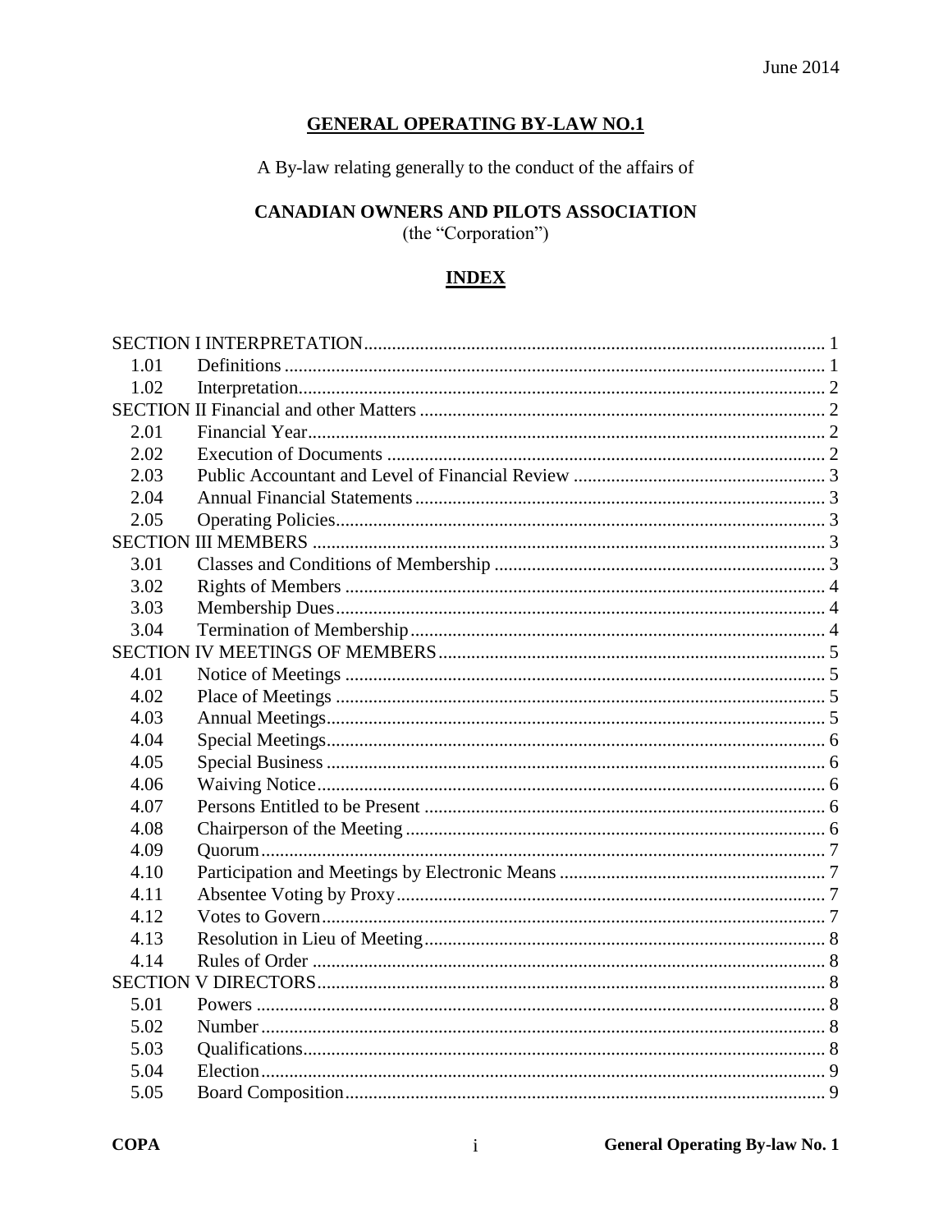June 2014

# GENERAL OPERATING BY-LAW NO.1

A By-law relating generally to the conduct of the affairs of

## CANADIAN OWNERS AND PILOTS ASSOCIATION

(the "Corporation")

## INDEX

| | | |
|---|---|---|
| SECTION I INTERPRETATION | | 1 |
| 1.01 | Definitions | 1 |
| 1.02 | Interpretation | 2 |
| SECTION II Financial and other Matters | | 2 |
| 2.01 | Financial Year | 2 |
| 2.02 | Execution of Documents | 2 |
| 2.03 | Public Accountant and Level of Financial Review | 3 |
| 2.04 | Annual Financial Statements | 3 |
| 2.05 | Operating Policies | 3 |
| SECTION III MEMBERS | | 3 |
| 3.01 | Classes and Conditions of Membership | 3 |
| 3.02 | Rights of Members | 4 |
| 3.03 | Membership Dues | 4 |
| 3.04 | Termination of Membership | 4 |
| SECTION IV MEETINGS OF MEMBERS | | 5 |
| 4.01 | Notice of Meetings | 5 |
| 4.02 | Place of Meetings | 5 |
| 4.03 | Annual Meetings | 5 |
| 4.04 | Special Meetings | 6 |
| 4.05 | Special Business | 6 |
| 4.06 | Waiving Notice | 6 |
| 4.07 | Persons Entitled to be Present | 6 |
| 4.08 | Chairperson of the Meeting | 6 |
| 4.09 | Quorum | 7 |
| 4.10 | Participation and Meetings by Electronic Means | 7 |
| 4.11 | Absentee Voting by Proxy | 7 |
| 4.12 | Votes to Govern | 7 |
| 4.13 | Resolution in Lieu of Meeting | 8 |
| 4.14 | Rules of Order | 8 |
| SECTION V DIRECTORS | | 8 |
| 5.01 | Powers | 8 |
| 5.02 | Number | 8 |
| 5.03 | Qualifications | 8 |
| 5.04 | Election | 9 |
| 5.05 | Board Composition | 9 |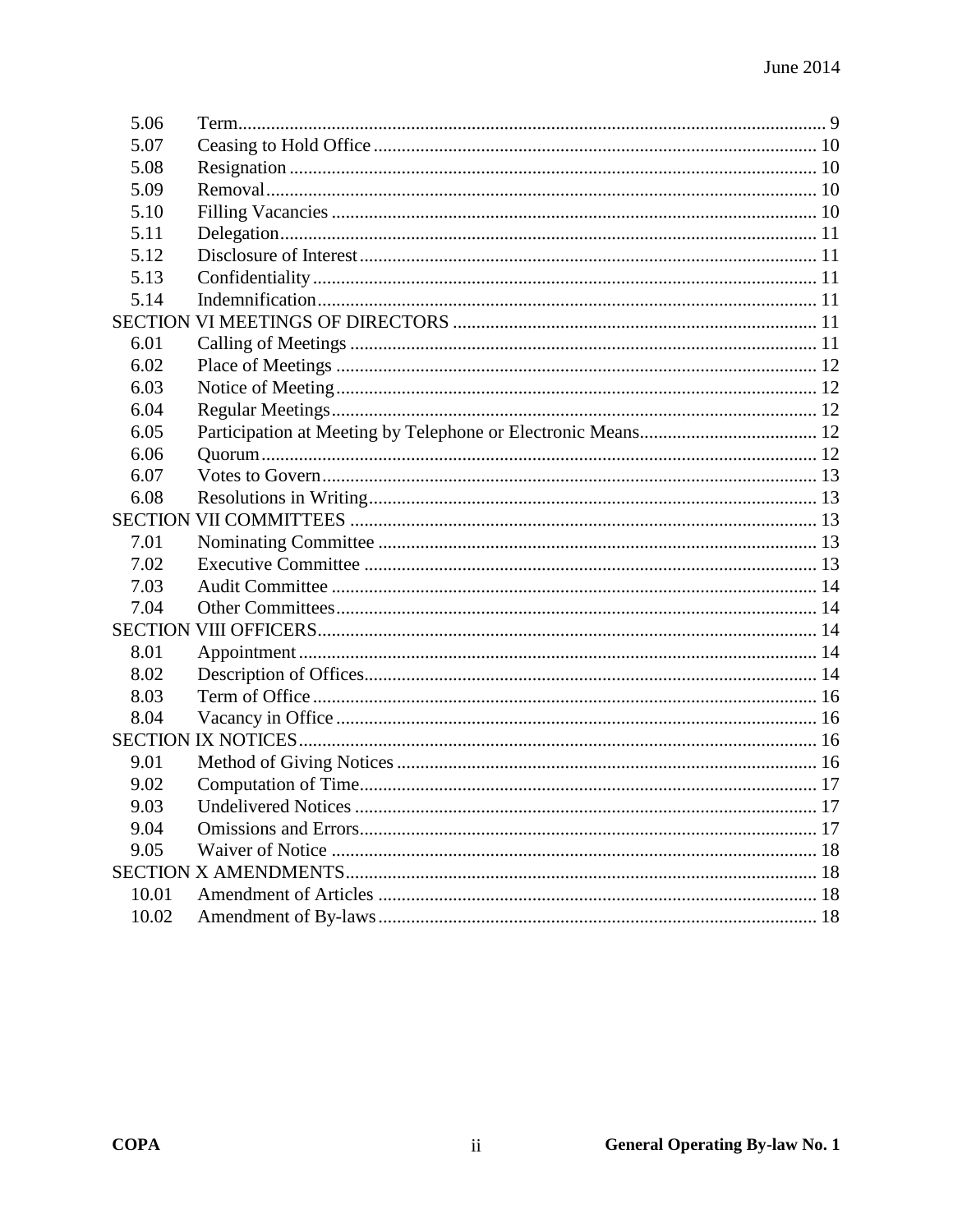| | | |
|---|---|---|
| 5.06 | Term | 9 |
| 5.07 | Ceasing to Hold Office | 10 |
| 5.08 | Resignation | 10 |
| 5.09 | Removal | 10 |
| 5.10 | Filling Vacancies | 10 |
| 5.11 | Delegation | 11 |
| 5.12 | Disclosure of Interest | 11 |
| 5.13 | Confidentiality | 11 |
| 5.14 | Indemnification | 11 |
| SECTION VI MEETINGS OF DIRECTORS | | 11 |
| 6.01 | Calling of Meetings | 11 |
| 6.02 | Place of Meetings | 12 |
| 6.03 | Notice of Meeting | 12 |
| 6.04 | Regular Meetings | 12 |
| 6.05 | Participation at Meeting by Telephone or Electronic Means | 12 |
| 6.06 | Quorum | 12 |
| 6.07 | Votes to Govern | 13 |
| 6.08 | Resolutions in Writing | 13 |
| SECTION VII COMMITTEES | | 13 |
| 7.01 | Nominating Committee | 13 |
| 7.02 | Executive Committee | 13 |
| 7.03 | Audit Committee | 14 |
| 7.04 | Other Committees | 14 |
| SECTION VIII OFFICERS | | 14 |
| 8.01 | Appointment | 14 |
| 8.02 | Description of Offices | 14 |
| 8.03 | Term of Office | 16 |
| 8.04 | Vacancy in Office | 16 |
| SECTION IX NOTICES | | 16 |
| 9.01 | Method of Giving Notices | 16 |
| 9.02 | Computation of Time | 17 |
| 9.03 | Undelivered Notices | 17 |
| 9.04 | Omissions and Errors | 17 |
| 9.05 | Waiver of Notice | 18 |
| SECTION X AMENDMENTS | | 18 |
| 10.01 | Amendment of Articles | 18 |
| 10.02 | Amendment of By-laws | 18 |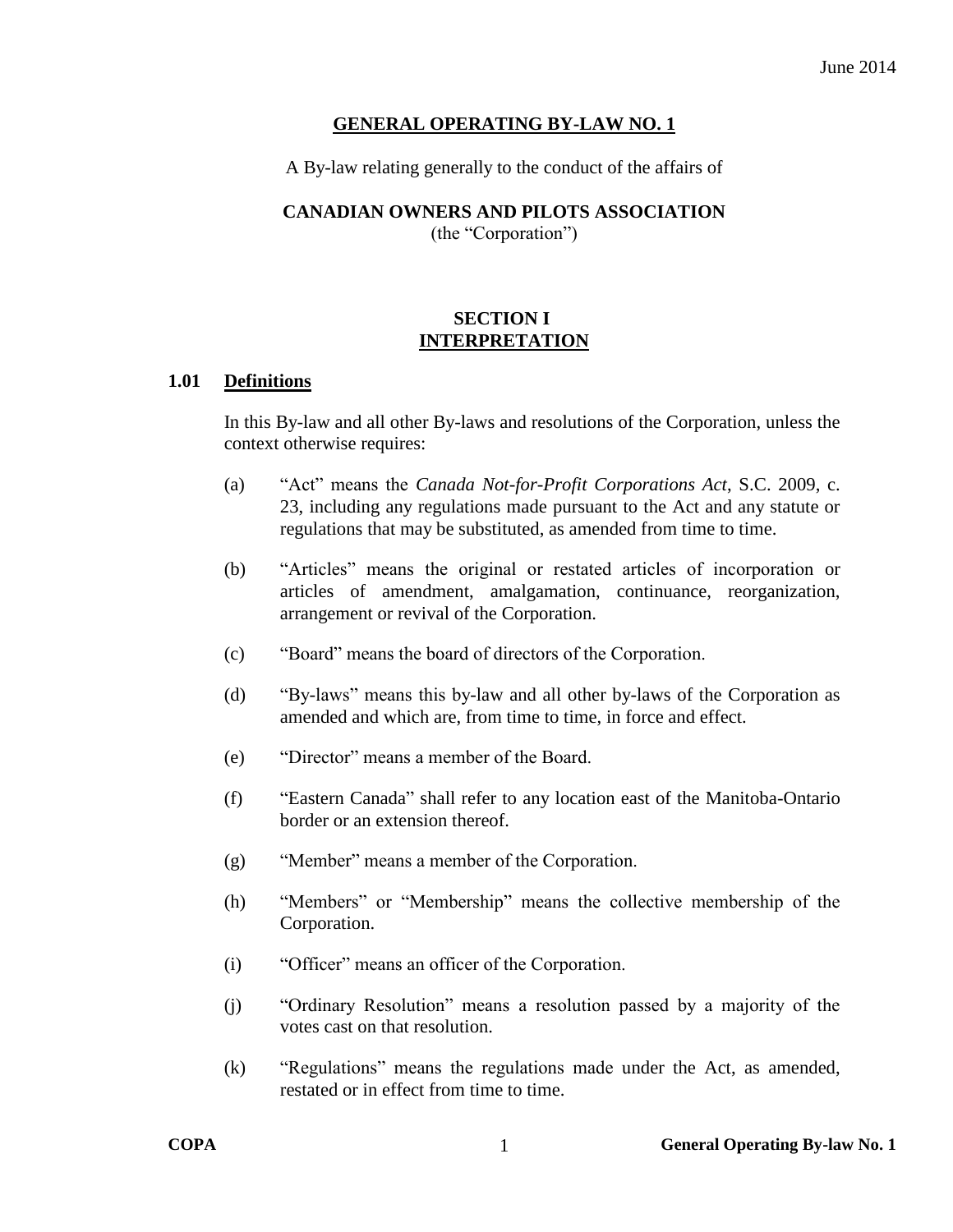June 2014

# GENERAL OPERATING BY-LAW NO. 1

A By-law relating generally to the conduct of the affairs of

**CANADIAN OWNERS AND PILOTS ASSOCIATION**
(the "Corporation")

## SECTION I
## INTERPRETATION

### 1.01 Definitions

In this By-law and all other By-laws and resolutions of the Corporation, unless the context otherwise requires:

(a) "Act" means the *Canada Not-for-Profit Corporations Act*, S.C. 2009, c. 23, including any regulations made pursuant to the Act and any statute or regulations that may be substituted, as amended from time to time.

(b) "Articles" means the original or restated articles of incorporation or articles of amendment, amalgamation, continuance, reorganization, arrangement or revival of the Corporation.

(c) "Board" means the board of directors of the Corporation.

(d) "By-laws" means this by-law and all other by-laws of the Corporation as amended and which are, from time to time, in force and effect.

(e) "Director" means a member of the Board.

(f) "Eastern Canada" shall refer to any location east of the Manitoba-Ontario border or an extension thereof.

(g) "Member" means a member of the Corporation.

(h) "Members" or "Membership" means the collective membership of the Corporation.

(i) "Officer" means an officer of the Corporation.

(j) "Ordinary Resolution" means a resolution passed by a majority of the votes cast on that resolution.

(k) "Regulations" means the regulations made under the Act, as amended, restated or in effect from time to time.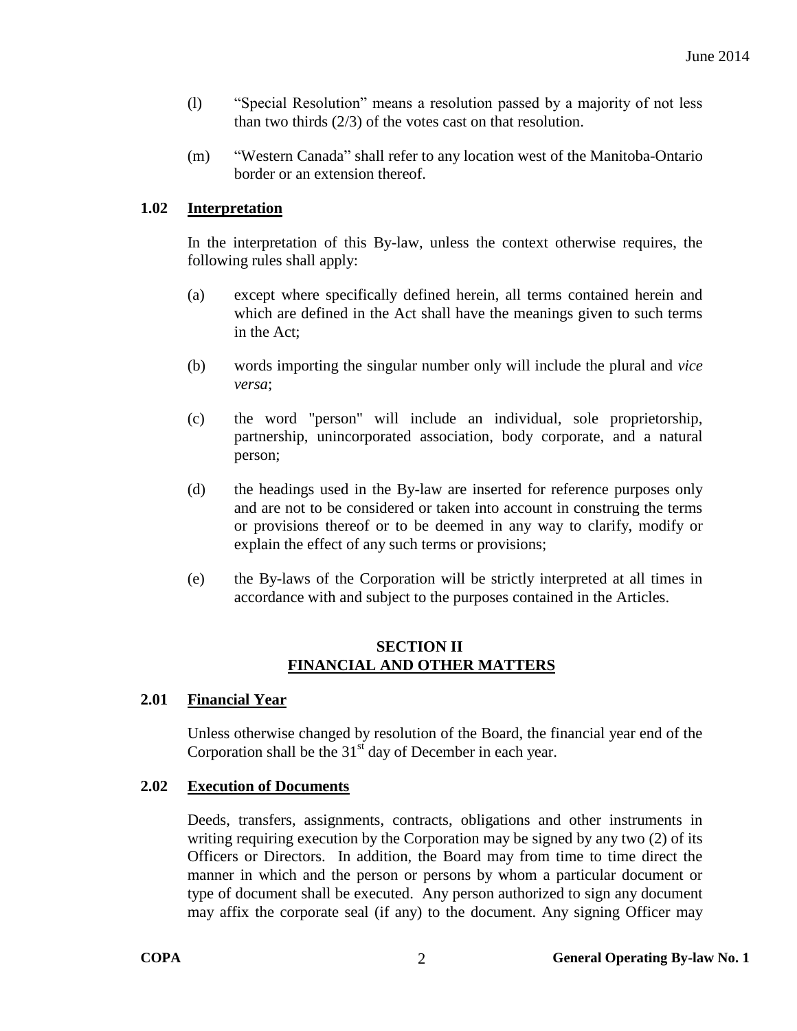(l) "Special Resolution" means a resolution passed by a majority of not less than two thirds (2/3) of the votes cast on that resolution.

(m) "Western Canada" shall refer to any location west of the Manitoba-Ontario border or an extension thereof.

**1.02 Interpretation**

In the interpretation of this By-law, unless the context otherwise requires, the following rules shall apply:

(a) except where specifically defined herein, all terms contained herein and which are defined in the Act shall have the meanings given to such terms in the Act;

(b) words importing the singular number only will include the plural and *vice versa*;

(c) the word "person" will include an individual, sole proprietorship, partnership, unincorporated association, body corporate, and a natural person;

(d) the headings used in the By-law are inserted for reference purposes only and are not to be considered or taken into account in construing the terms or provisions thereof or to be deemed in any way to clarify, modify or explain the effect of any such terms or provisions;

(e) the By-laws of the Corporation will be strictly interpreted at all times in accordance with and subject to the purposes contained in the Articles.

## SECTION II
## FINANCIAL AND OTHER MATTERS

**2.01 Financial Year**

Unless otherwise changed by resolution of the Board, the financial year end of the Corporation shall be the 31st day of December in each year.

**2.02 Execution of Documents**

Deeds, transfers, assignments, contracts, obligations and other instruments in writing requiring execution by the Corporation may be signed by any two (2) of its Officers or Directors. In addition, the Board may from time to time direct the manner in which and the person or persons by whom a particular document or type of document shall be executed. Any person authorized to sign any document may affix the corporate seal (if any) to the document. Any signing Officer may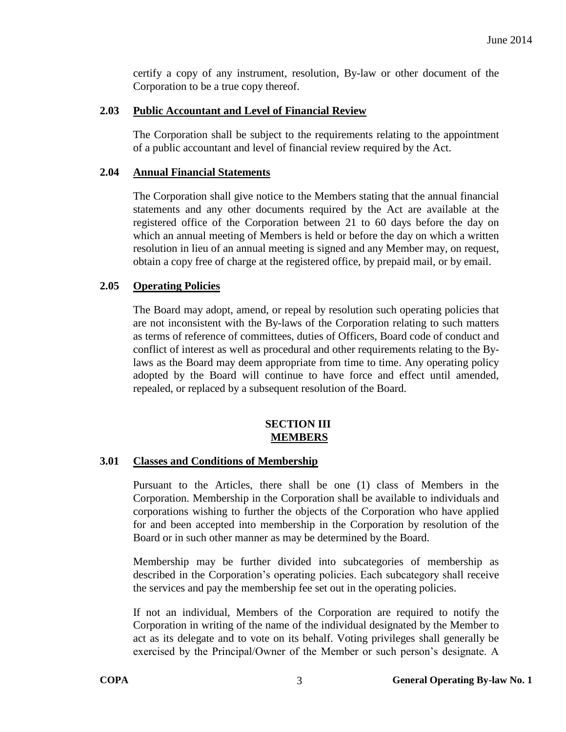certify a copy of any instrument, resolution, By-law or other document of the Corporation to be a true copy thereof.

### 2.03 **Public Accountant and Level of Financial Review**

The Corporation shall be subject to the requirements relating to the appointment of a public accountant and level of financial review required by the Act.

### 2.04 **Annual Financial Statements**

The Corporation shall give notice to the Members stating that the annual financial statements and any other documents required by the Act are available at the registered office of the Corporation between 21 to 60 days before the day on which an annual meeting of Members is held or before the day on which a written resolution in lieu of an annual meeting is signed and any Member may, on request, obtain a copy free of charge at the registered office, by prepaid mail, or by email.

### 2.05 **Operating Policies**

The Board may adopt, amend, or repeal by resolution such operating policies that are not inconsistent with the By-laws of the Corporation relating to such matters as terms of reference of committees, duties of Officers, Board code of conduct and conflict of interest as well as procedural and other requirements relating to the By-laws as the Board may deem appropriate from time to time. Any operating policy adopted by the Board will continue to have force and effect until amended, repealed, or replaced by a subsequent resolution of the Board.

## SECTION III
## MEMBERS

### 3.01 **Classes and Conditions of Membership**

Pursuant to the Articles, there shall be one (1) class of Members in the Corporation. Membership in the Corporation shall be available to individuals and corporations wishing to further the objects of the Corporation who have applied for and been accepted into membership in the Corporation by resolution of the Board or in such other manner as may be determined by the Board.

Membership may be further divided into subcategories of membership as described in the Corporation's operating policies. Each subcategory shall receive the services and pay the membership fee set out in the operating policies.

If not an individual, Members of the Corporation are required to notify the Corporation in writing of the name of the individual designated by the Member to act as its delegate and to vote on its behalf. Voting privileges shall generally be exercised by the Principal/Owner of the Member or such person's designate. A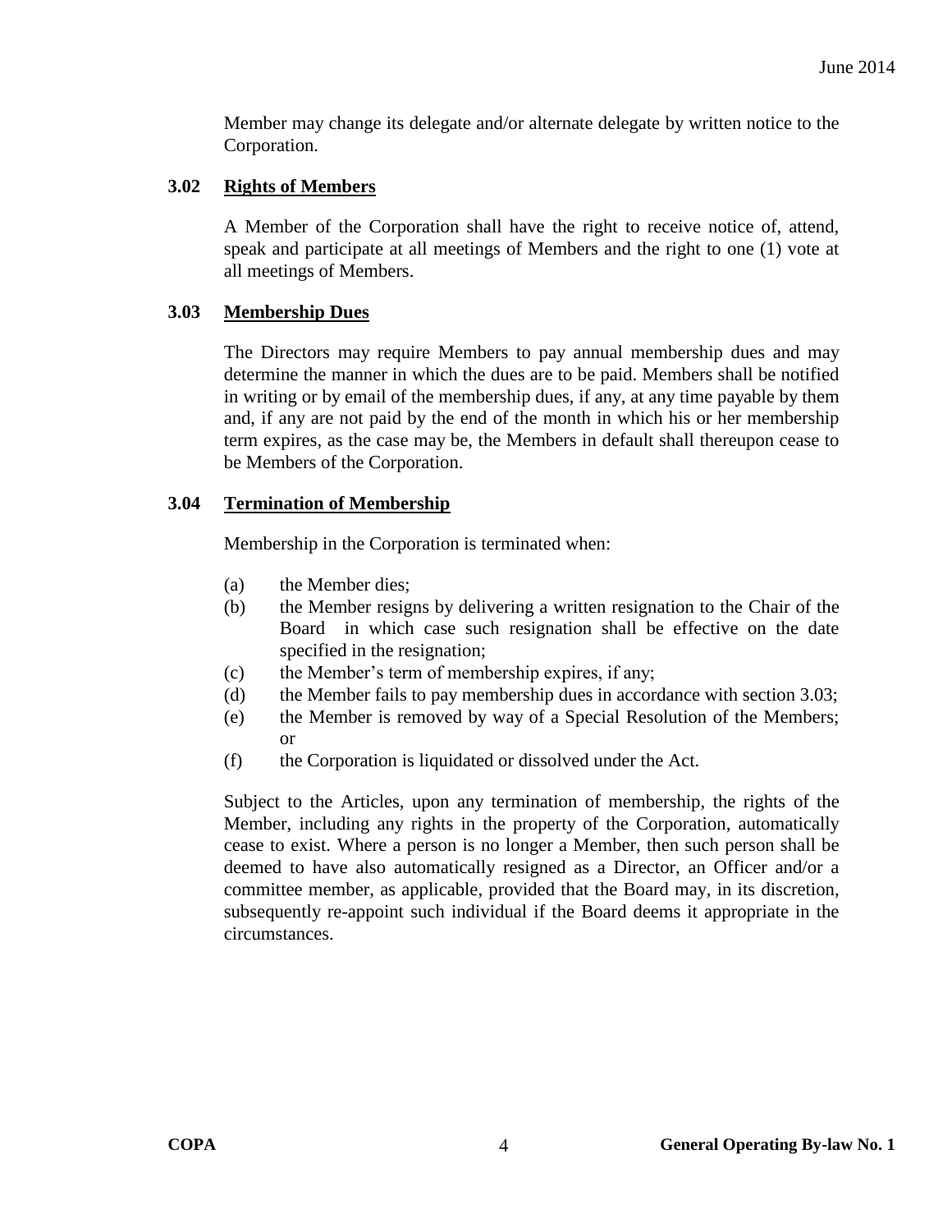Member may change its delegate and/or alternate delegate by written notice to the Corporation.

### 3.02 **Rights of Members**

A Member of the Corporation shall have the right to receive notice of, attend, speak and participate at all meetings of Members and the right to one (1) vote at all meetings of Members.

### 3.03 **Membership Dues**

The Directors may require Members to pay annual membership dues and may determine the manner in which the dues are to be paid. Members shall be notified in writing or by email of the membership dues, if any, at any time payable by them and, if any are not paid by the end of the month in which his or her membership term expires, as the case may be, the Members in default shall thereupon cease to be Members of the Corporation.

### 3.04 **Termination of Membership**

Membership in the Corporation is terminated when:

(a) the Member dies;
(b) the Member resigns by delivering a written resignation to the Chair of the Board in which case such resignation shall be effective on the date specified in the resignation;
(c) the Member's term of membership expires, if any;
(d) the Member fails to pay membership dues in accordance with section 3.03;
(e) the Member is removed by way of a Special Resolution of the Members; or
(f) the Corporation is liquidated or dissolved under the Act.

Subject to the Articles, upon any termination of membership, the rights of the Member, including any rights in the property of the Corporation, automatically cease to exist. Where a person is no longer a Member, then such person shall be deemed to have also automatically resigned as a Director, an Officer and/or a committee member, as applicable, provided that the Board may, in its discretion, subsequently re-appoint such individual if the Board deems it appropriate in the circumstances.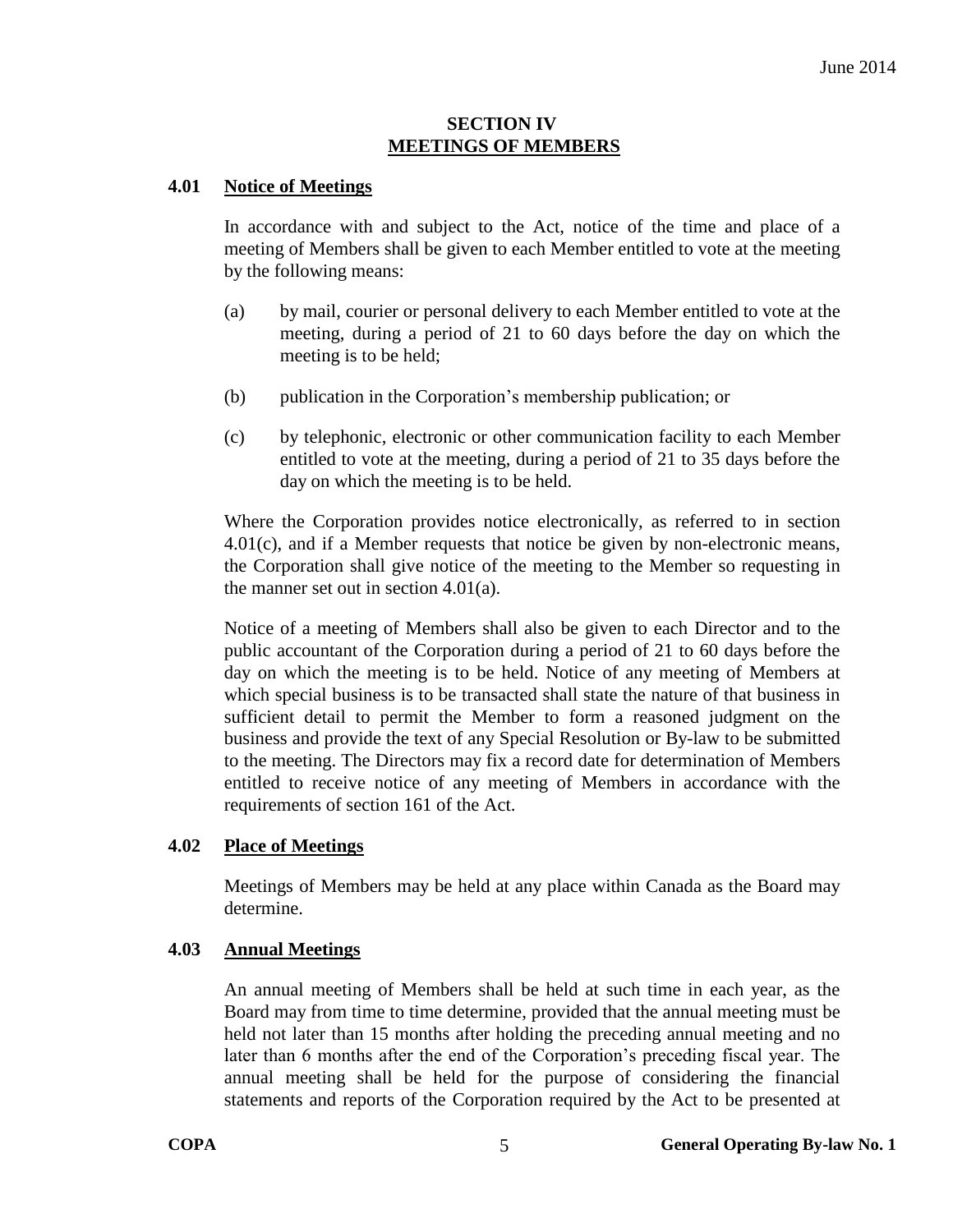## SECTION IV
## MEETINGS OF MEMBERS

### 4.01 Notice of Meetings

In accordance with and subject to the Act, notice of the time and place of a meeting of Members shall be given to each Member entitled to vote at the meeting by the following means:

(a) by mail, courier or personal delivery to each Member entitled to vote at the meeting, during a period of 21 to 60 days before the day on which the meeting is to be held;

(b) publication in the Corporation's membership publication; or

(c) by telephonic, electronic or other communication facility to each Member entitled to vote at the meeting, during a period of 21 to 35 days before the day on which the meeting is to be held.

Where the Corporation provides notice electronically, as referred to in section 4.01(c), and if a Member requests that notice be given by non-electronic means, the Corporation shall give notice of the meeting to the Member so requesting in the manner set out in section 4.01(a).

Notice of a meeting of Members shall also be given to each Director and to the public accountant of the Corporation during a period of 21 to 60 days before the day on which the meeting is to be held. Notice of any meeting of Members at which special business is to be transacted shall state the nature of that business in sufficient detail to permit the Member to form a reasoned judgment on the business and provide the text of any Special Resolution or By-law to be submitted to the meeting. The Directors may fix a record date for determination of Members entitled to receive notice of any meeting of Members in accordance with the requirements of section 161 of the Act.

### 4.02 Place of Meetings

Meetings of Members may be held at any place within Canada as the Board may determine.

### 4.03 Annual Meetings

An annual meeting of Members shall be held at such time in each year, as the Board may from time to time determine, provided that the annual meeting must be held not later than 15 months after holding the preceding annual meeting and no later than 6 months after the end of the Corporation's preceding fiscal year. The annual meeting shall be held for the purpose of considering the financial statements and reports of the Corporation required by the Act to be presented at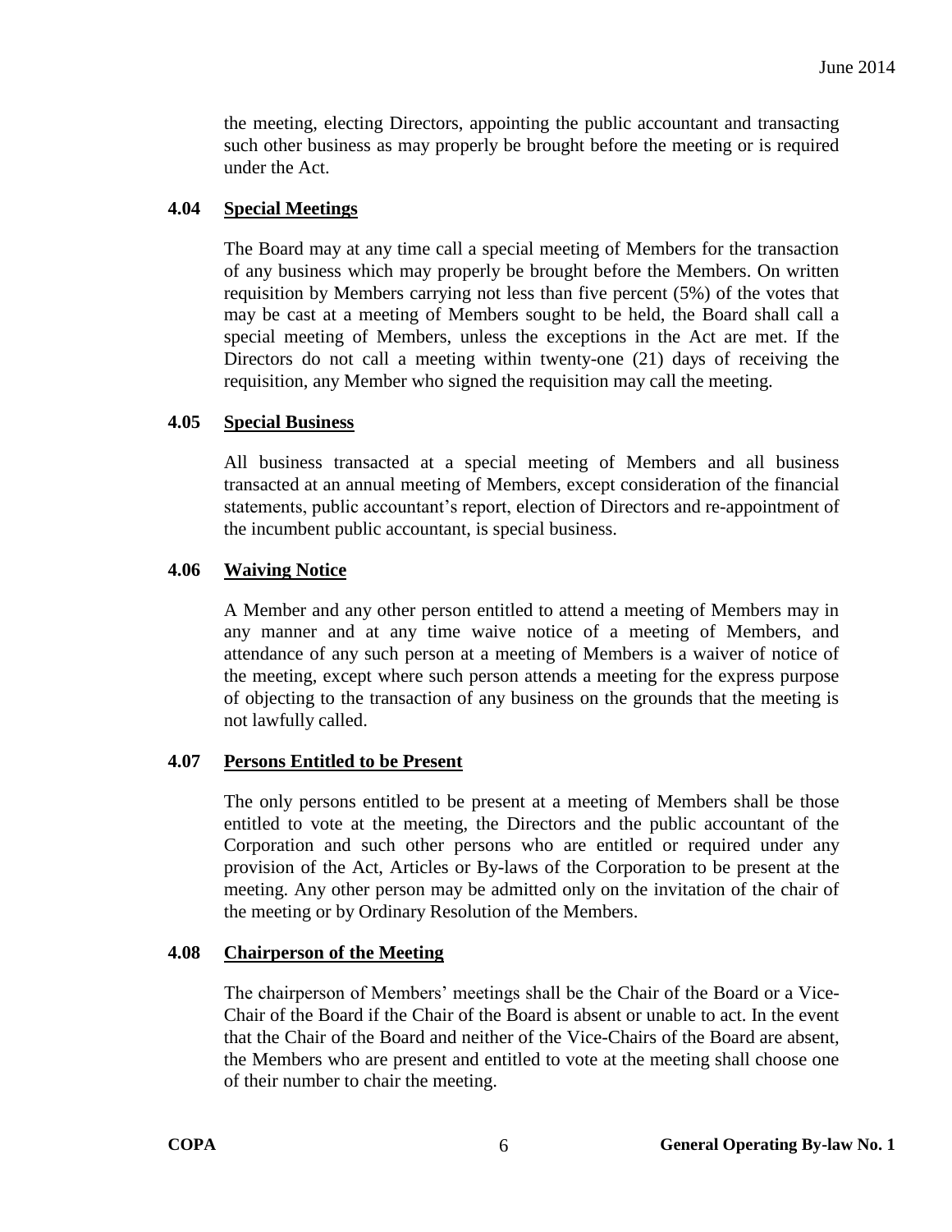the meeting, electing Directors, appointing the public accountant and transacting such other business as may properly be brought before the meeting or is required under the Act.

### 4.04 Special Meetings

The Board may at any time call a special meeting of Members for the transaction of any business which may properly be brought before the Members. On written requisition by Members carrying not less than five percent (5%) of the votes that may be cast at a meeting of Members sought to be held, the Board shall call a special meeting of Members, unless the exceptions in the Act are met. If the Directors do not call a meeting within twenty-one (21) days of receiving the requisition, any Member who signed the requisition may call the meeting.

### 4.05 Special Business

All business transacted at a special meeting of Members and all business transacted at an annual meeting of Members, except consideration of the financial statements, public accountant's report, election of Directors and re-appointment of the incumbent public accountant, is special business.

### 4.06 Waiving Notice

A Member and any other person entitled to attend a meeting of Members may in any manner and at any time waive notice of a meeting of Members, and attendance of any such person at a meeting of Members is a waiver of notice of the meeting, except where such person attends a meeting for the express purpose of objecting to the transaction of any business on the grounds that the meeting is not lawfully called.

### 4.07 Persons Entitled to be Present

The only persons entitled to be present at a meeting of Members shall be those entitled to vote at the meeting, the Directors and the public accountant of the Corporation and such other persons who are entitled or required under any provision of the Act, Articles or By-laws of the Corporation to be present at the meeting. Any other person may be admitted only on the invitation of the chair of the meeting or by Ordinary Resolution of the Members.

### 4.08 Chairperson of the Meeting

The chairperson of Members' meetings shall be the Chair of the Board or a Vice-Chair of the Board if the Chair of the Board is absent or unable to act. In the event that the Chair of the Board and neither of the Vice-Chairs of the Board are absent, the Members who are present and entitled to vote at the meeting shall choose one of their number to chair the meeting.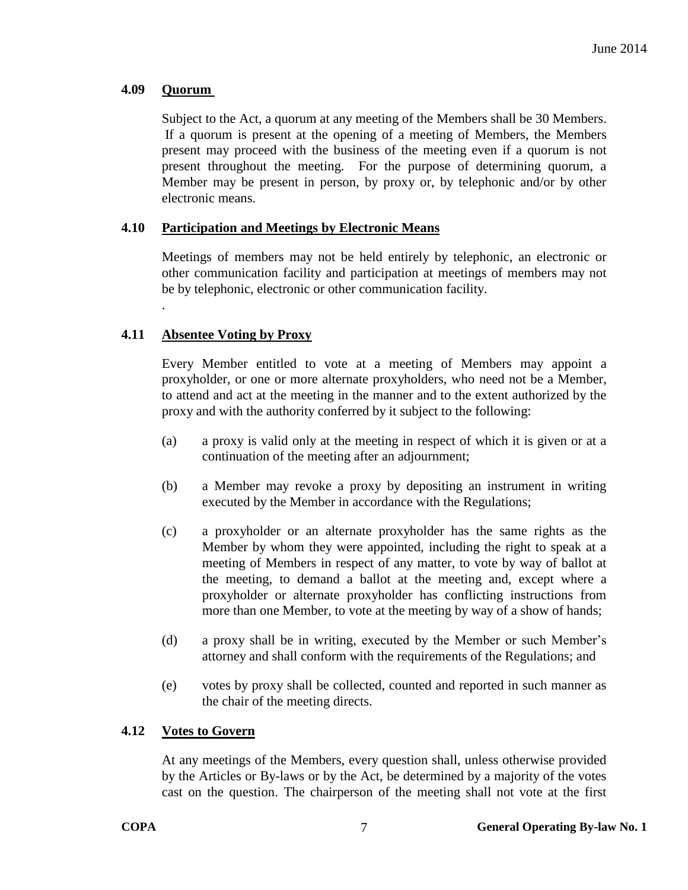### 4.09 Quorum

Subject to the Act, a quorum at any meeting of the Members shall be 30 Members. If a quorum is present at the opening of a meeting of Members, the Members present may proceed with the business of the meeting even if a quorum is not present throughout the meeting. For the purpose of determining quorum, a Member may be present in person, by proxy or, by telephonic and/or by other electronic means.

### 4.10 Participation and Meetings by Electronic Means

Meetings of members may not be held entirely by telephonic, an electronic or other communication facility and participation at meetings of members may not be by telephonic, electronic or other communication facility.

.

### 4.11 Absentee Voting by Proxy

Every Member entitled to vote at a meeting of Members may appoint a proxyholder, or one or more alternate proxyholders, who need not be a Member, to attend and act at the meeting in the manner and to the extent authorized by the proxy and with the authority conferred by it subject to the following:

(a) a proxy is valid only at the meeting in respect of which it is given or at a continuation of the meeting after an adjournment;

(b) a Member may revoke a proxy by depositing an instrument in writing executed by the Member in accordance with the Regulations;

(c) a proxyholder or an alternate proxyholder has the same rights as the Member by whom they were appointed, including the right to speak at a meeting of Members in respect of any matter, to vote by way of ballot at the meeting, to demand a ballot at the meeting and, except where a proxyholder or alternate proxyholder has conflicting instructions from more than one Member, to vote at the meeting by way of a show of hands;

(d) a proxy shall be in writing, executed by the Member or such Member's attorney and shall conform with the requirements of the Regulations; and

(e) votes by proxy shall be collected, counted and reported in such manner as the chair of the meeting directs.

### 4.12 Votes to Govern

At any meetings of the Members, every question shall, unless otherwise provided by the Articles or By-laws or by the Act, be determined by a majority of the votes cast on the question. The chairperson of the meeting shall not vote at the first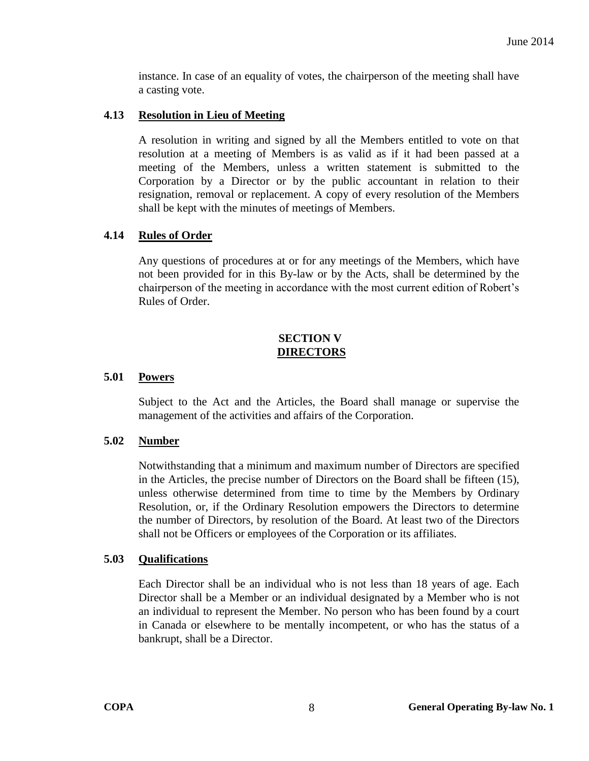instance. In case of an equality of votes, the chairperson of the meeting shall have a casting vote.

### 4.13 Resolution in Lieu of Meeting

A resolution in writing and signed by all the Members entitled to vote on that resolution at a meeting of Members is as valid as if it had been passed at a meeting of the Members, unless a written statement is submitted to the Corporation by a Director or by the public accountant in relation to their resignation, removal or replacement. A copy of every resolution of the Members shall be kept with the minutes of meetings of Members.

### 4.14 Rules of Order

Any questions of procedures at or for any meetings of the Members, which have not been provided for in this By-law or by the Acts, shall be determined by the chairperson of the meeting in accordance with the most current edition of Robert's Rules of Order.

## SECTION V
## DIRECTORS

### 5.01 Powers

Subject to the Act and the Articles, the Board shall manage or supervise the management of the activities and affairs of the Corporation.

### 5.02 Number

Notwithstanding that a minimum and maximum number of Directors are specified in the Articles, the precise number of Directors on the Board shall be fifteen (15), unless otherwise determined from time to time by the Members by Ordinary Resolution, or, if the Ordinary Resolution empowers the Directors to determine the number of Directors, by resolution of the Board. At least two of the Directors shall not be Officers or employees of the Corporation or its affiliates.

### 5.03 Qualifications

Each Director shall be an individual who is not less than 18 years of age. Each Director shall be a Member or an individual designated by a Member who is not an individual to represent the Member. No person who has been found by a court in Canada or elsewhere to be mentally incompetent, or who has the status of a bankrupt, shall be a Director.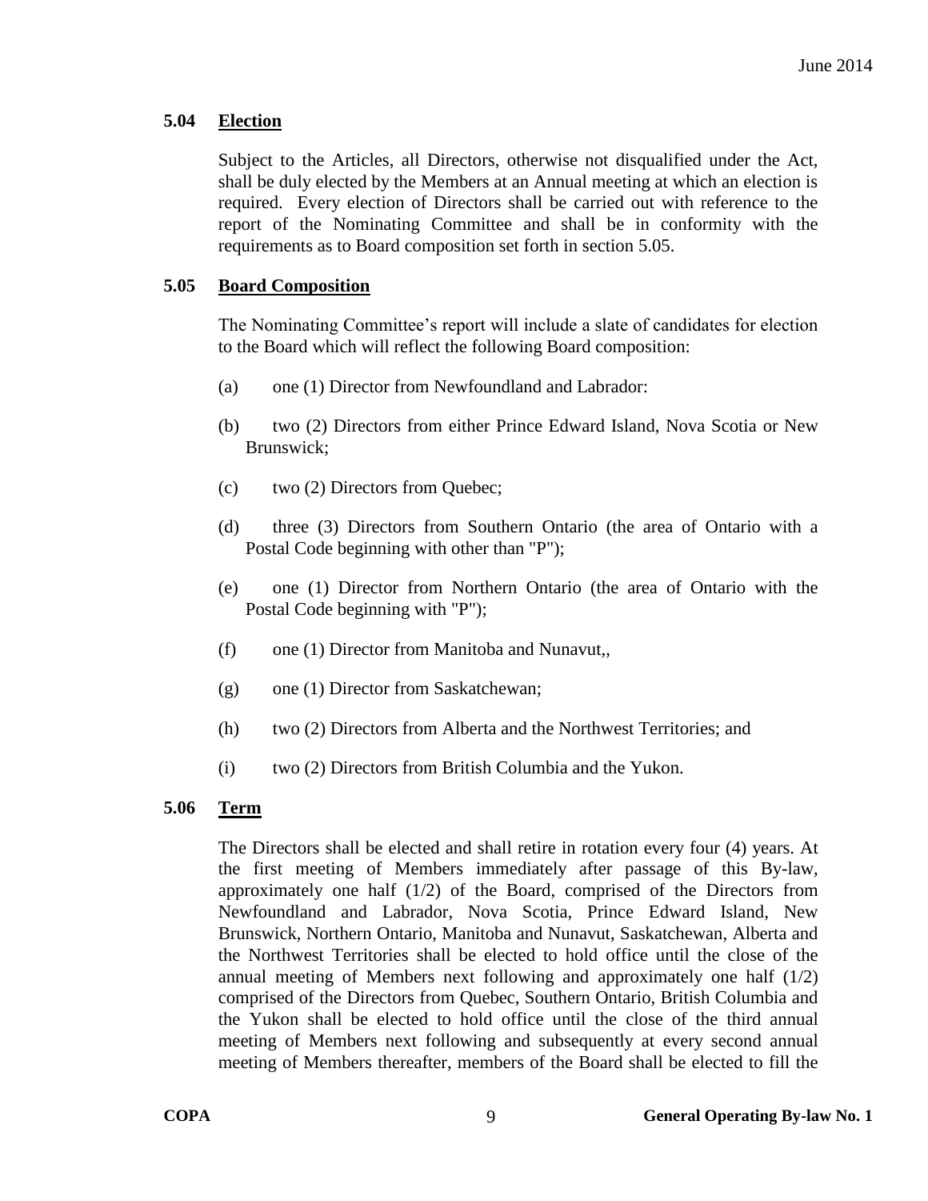### 5.04 Election

Subject to the Articles, all Directors, otherwise not disqualified under the Act, shall be duly elected by the Members at an Annual meeting at which an election is required. Every election of Directors shall be carried out with reference to the report of the Nominating Committee and shall be in conformity with the requirements as to Board composition set forth in section 5.05.

### 5.05 Board Composition

The Nominating Committee's report will include a slate of candidates for election to the Board which will reflect the following Board composition:

(a) one (1) Director from Newfoundland and Labrador:

(b) two (2) Directors from either Prince Edward Island, Nova Scotia or New Brunswick;

(c) two (2) Directors from Quebec;

(d) three (3) Directors from Southern Ontario (the area of Ontario with a Postal Code beginning with other than "P");

(e) one (1) Director from Northern Ontario (the area of Ontario with the Postal Code beginning with "P");

(f) one (1) Director from Manitoba and Nunavut,,

(g) one (1) Director from Saskatchewan;

(h) two (2) Directors from Alberta and the Northwest Territories; and

(i) two (2) Directors from British Columbia and the Yukon.

### 5.06 Term

The Directors shall be elected and shall retire in rotation every four (4) years. At the first meeting of Members immediately after passage of this By-law, approximately one half (1/2) of the Board, comprised of the Directors from Newfoundland and Labrador, Nova Scotia, Prince Edward Island, New Brunswick, Northern Ontario, Manitoba and Nunavut, Saskatchewan, Alberta and the Northwest Territories shall be elected to hold office until the close of the annual meeting of Members next following and approximately one half (1/2) comprised of the Directors from Quebec, Southern Ontario, British Columbia and the Yukon shall be elected to hold office until the close of the third annual meeting of Members next following and subsequently at every second annual meeting of Members thereafter, members of the Board shall be elected to fill the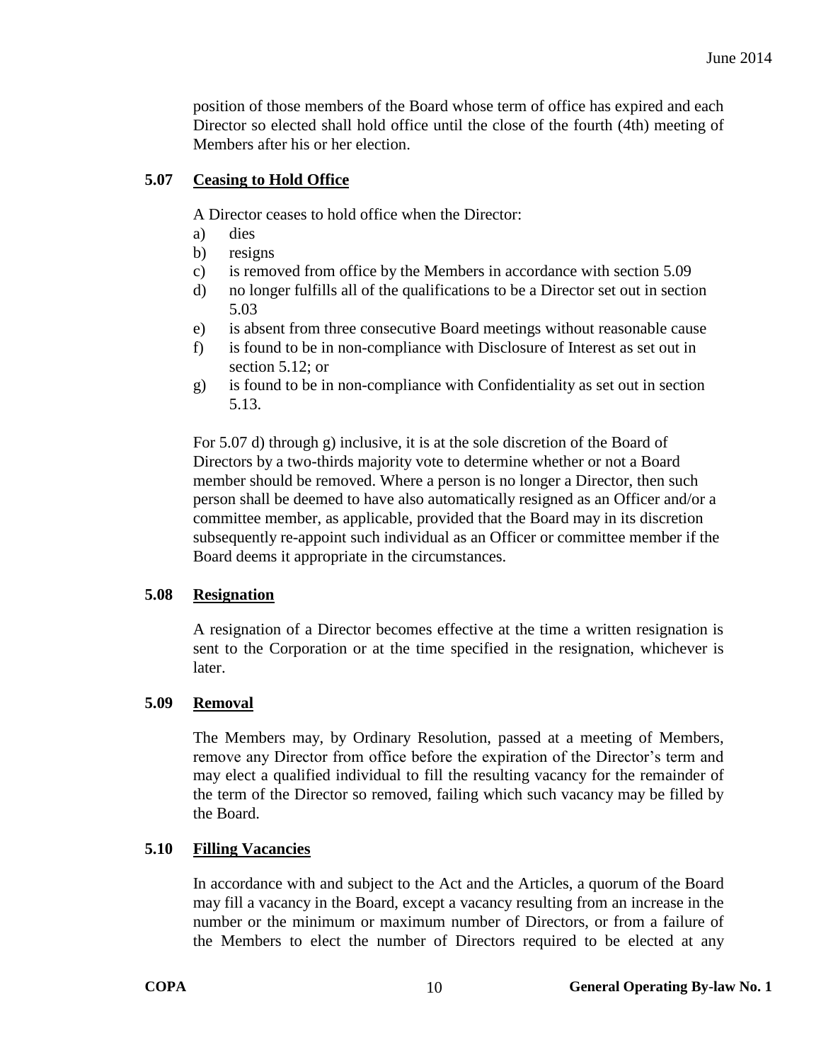position of those members of the Board whose term of office has expired and each Director so elected shall hold office until the close of the fourth (4th) meeting of Members after his or her election.

### 5.07 Ceasing to Hold Office

A Director ceases to hold office when the Director:

a) dies
b) resigns
c) is removed from office by the Members in accordance with section 5.09
d) no longer fulfills all of the qualifications to be a Director set out in section 5.03
e) is absent from three consecutive Board meetings without reasonable cause
f) is found to be in non-compliance with Disclosure of Interest as set out in section 5.12; or
g) is found to be in non-compliance with Confidentiality as set out in section 5.13.

For 5.07 d) through g) inclusive, it is at the sole discretion of the Board of Directors by a two-thirds majority vote to determine whether or not a Board member should be removed. Where a person is no longer a Director, then such person shall be deemed to have also automatically resigned as an Officer and/or a committee member, as applicable, provided that the Board may in its discretion subsequently re-appoint such individual as an Officer or committee member if the Board deems it appropriate in the circumstances.

### 5.08 Resignation

A resignation of a Director becomes effective at the time a written resignation is sent to the Corporation or at the time specified in the resignation, whichever is later.

### 5.09 Removal

The Members may, by Ordinary Resolution, passed at a meeting of Members, remove any Director from office before the expiration of the Director's term and may elect a qualified individual to fill the resulting vacancy for the remainder of the term of the Director so removed, failing which such vacancy may be filled by the Board.

### 5.10 Filling Vacancies

In accordance with and subject to the Act and the Articles, a quorum of the Board may fill a vacancy in the Board, except a vacancy resulting from an increase in the number or the minimum or maximum number of Directors, or from a failure of the Members to elect the number of Directors required to be elected at any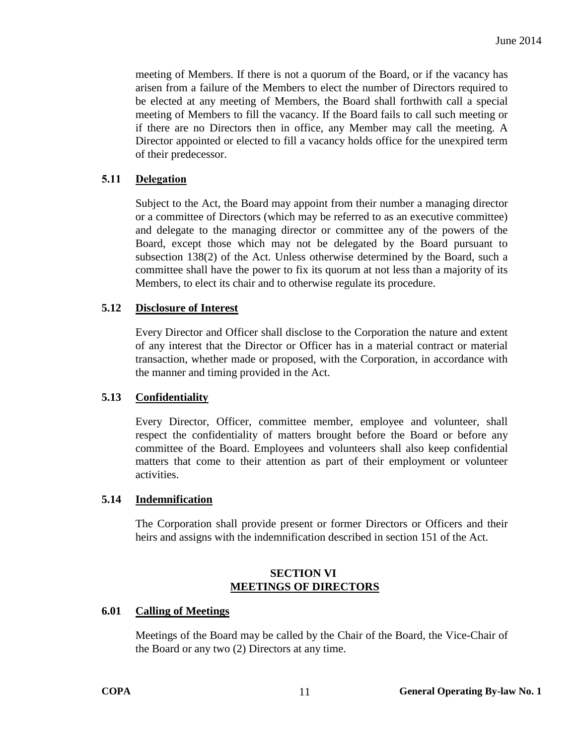meeting of Members. If there is not a quorum of the Board, or if the vacancy has arisen from a failure of the Members to elect the number of Directors required to be elected at any meeting of Members, the Board shall forthwith call a special meeting of Members to fill the vacancy. If the Board fails to call such meeting or if there are no Directors then in office, any Member may call the meeting. A Director appointed or elected to fill a vacancy holds office for the unexpired term of their predecessor.

### 5.11 Delegation

Subject to the Act, the Board may appoint from their number a managing director or a committee of Directors (which may be referred to as an executive committee) and delegate to the managing director or committee any of the powers of the Board, except those which may not be delegated by the Board pursuant to subsection 138(2) of the Act. Unless otherwise determined by the Board, such a committee shall have the power to fix its quorum at not less than a majority of its Members, to elect its chair and to otherwise regulate its procedure.

### 5.12 Disclosure of Interest

Every Director and Officer shall disclose to the Corporation the nature and extent of any interest that the Director or Officer has in a material contract or material transaction, whether made or proposed, with the Corporation, in accordance with the manner and timing provided in the Act.

### 5.13 Confidentiality

Every Director, Officer, committee member, employee and volunteer, shall respect the confidentiality of matters brought before the Board or before any committee of the Board. Employees and volunteers shall also keep confidential matters that come to their attention as part of their employment or volunteer activities.

### 5.14 Indemnification

The Corporation shall provide present or former Directors or Officers and their heirs and assigns with the indemnification described in section 151 of the Act.

## SECTION VI
## MEETINGS OF DIRECTORS

### 6.01 Calling of Meetings

Meetings of the Board may be called by the Chair of the Board, the Vice-Chair of the Board or any two (2) Directors at any time.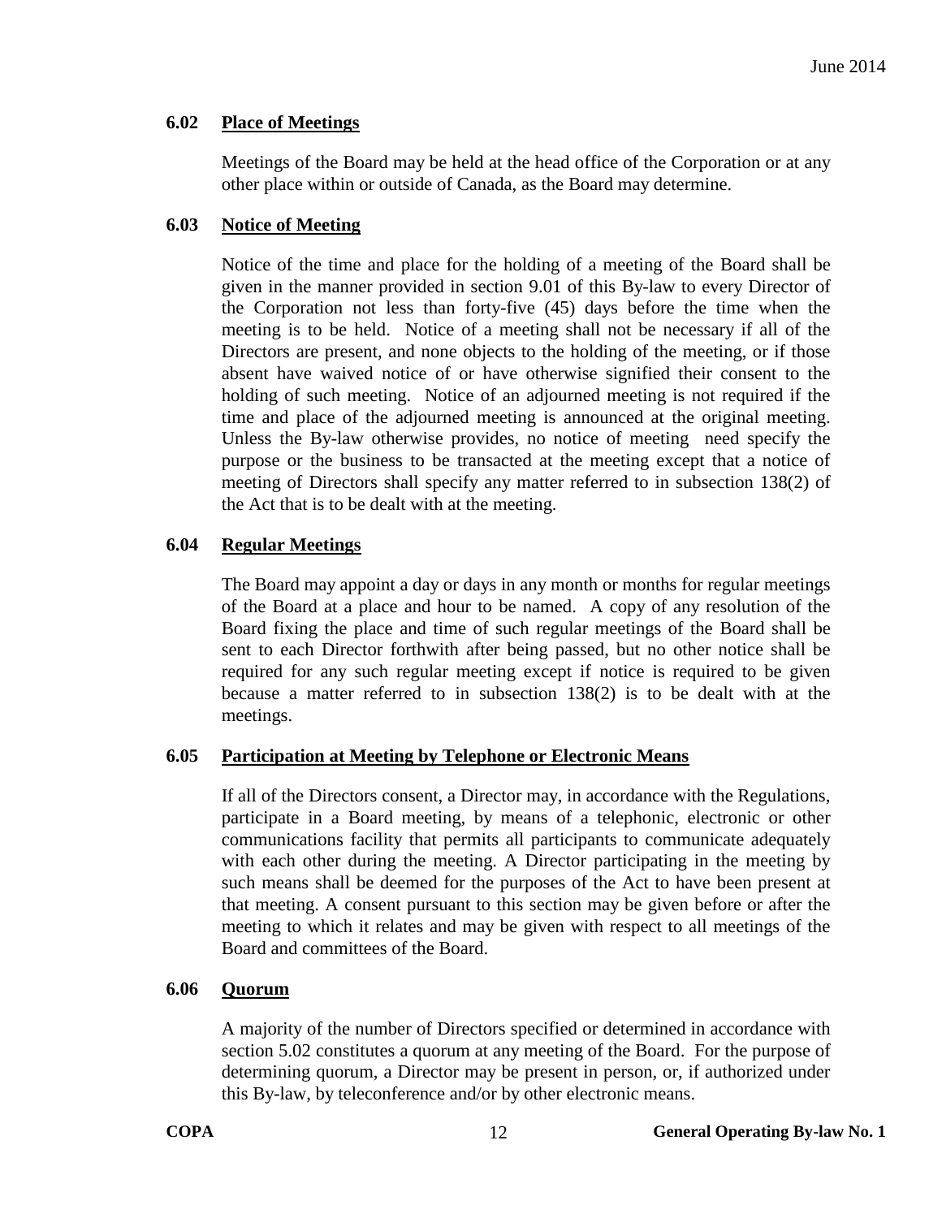### 6.02 Place of Meetings

Meetings of the Board may be held at the head office of the Corporation or at any other place within or outside of Canada, as the Board may determine.

### 6.03 Notice of Meeting

Notice of the time and place for the holding of a meeting of the Board shall be given in the manner provided in section 9.01 of this By-law to every Director of the Corporation not less than forty-five (45) days before the time when the meeting is to be held. Notice of a meeting shall not be necessary if all of the Directors are present, and none objects to the holding of the meeting, or if those absent have waived notice of or have otherwise signified their consent to the holding of such meeting. Notice of an adjourned meeting is not required if the time and place of the adjourned meeting is announced at the original meeting. Unless the By-law otherwise provides, no notice of meeting need specify the purpose or the business to be transacted at the meeting except that a notice of meeting of Directors shall specify any matter referred to in subsection 138(2) of the Act that is to be dealt with at the meeting.

### 6.04 Regular Meetings

The Board may appoint a day or days in any month or months for regular meetings of the Board at a place and hour to be named. A copy of any resolution of the Board fixing the place and time of such regular meetings of the Board shall be sent to each Director forthwith after being passed, but no other notice shall be required for any such regular meeting except if notice is required to be given because a matter referred to in subsection 138(2) is to be dealt with at the meetings.

### 6.05 Participation at Meeting by Telephone or Electronic Means

If all of the Directors consent, a Director may, in accordance with the Regulations, participate in a Board meeting, by means of a telephonic, electronic or other communications facility that permits all participants to communicate adequately with each other during the meeting. A Director participating in the meeting by such means shall be deemed for the purposes of the Act to have been present at that meeting. A consent pursuant to this section may be given before or after the meeting to which it relates and may be given with respect to all meetings of the Board and committees of the Board.

### 6.06 Quorum

A majority of the number of Directors specified or determined in accordance with section 5.02 constitutes a quorum at any meeting of the Board. For the purpose of determining quorum, a Director may be present in person, or, if authorized under this By-law, by teleconference and/or by other electronic means.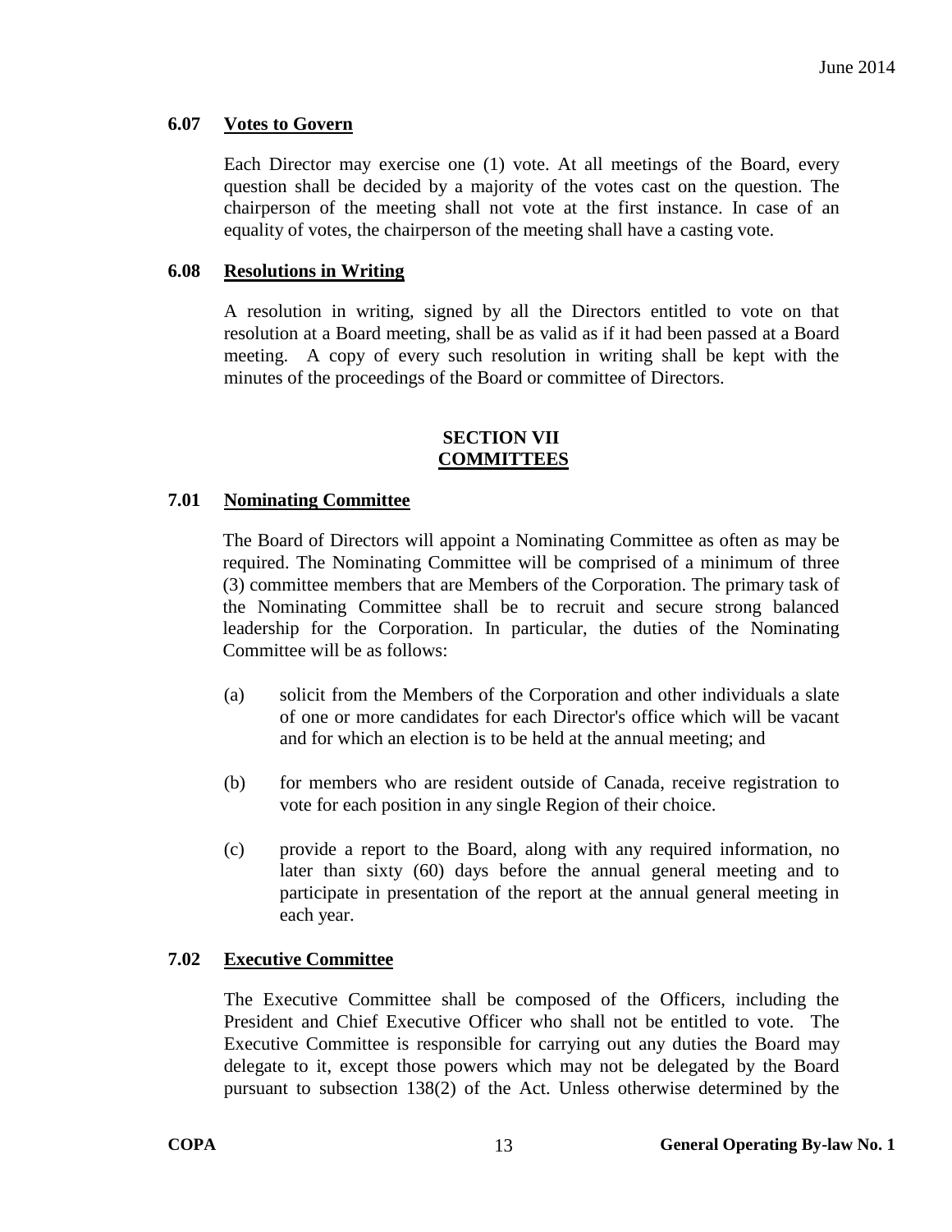### 6.07 Votes to Govern

Each Director may exercise one (1) vote. At all meetings of the Board, every question shall be decided by a majority of the votes cast on the question. The chairperson of the meeting shall not vote at the first instance. In case of an equality of votes, the chairperson of the meeting shall have a casting vote.

### 6.08 Resolutions in Writing

A resolution in writing, signed by all the Directors entitled to vote on that resolution at a Board meeting, shall be as valid as if it had been passed at a Board meeting. A copy of every such resolution in writing shall be kept with the minutes of the proceedings of the Board or committee of Directors.

## SECTION VII
## COMMITTEES

### 7.01 Nominating Committee

The Board of Directors will appoint a Nominating Committee as often as may be required. The Nominating Committee will be comprised of a minimum of three (3) committee members that are Members of the Corporation. The primary task of the Nominating Committee shall be to recruit and secure strong balanced leadership for the Corporation. In particular, the duties of the Nominating Committee will be as follows:

(a) solicit from the Members of the Corporation and other individuals a slate of one or more candidates for each Director's office which will be vacant and for which an election is to be held at the annual meeting; and

(b) for members who are resident outside of Canada, receive registration to vote for each position in any single Region of their choice.

(c) provide a report to the Board, along with any required information, no later than sixty (60) days before the annual general meeting and to participate in presentation of the report at the annual general meeting in each year.

### 7.02 Executive Committee

The Executive Committee shall be composed of the Officers, including the President and Chief Executive Officer who shall not be entitled to vote. The Executive Committee is responsible for carrying out any duties the Board may delegate to it, except those powers which may not be delegated by the Board pursuant to subsection 138(2) of the Act. Unless otherwise determined by the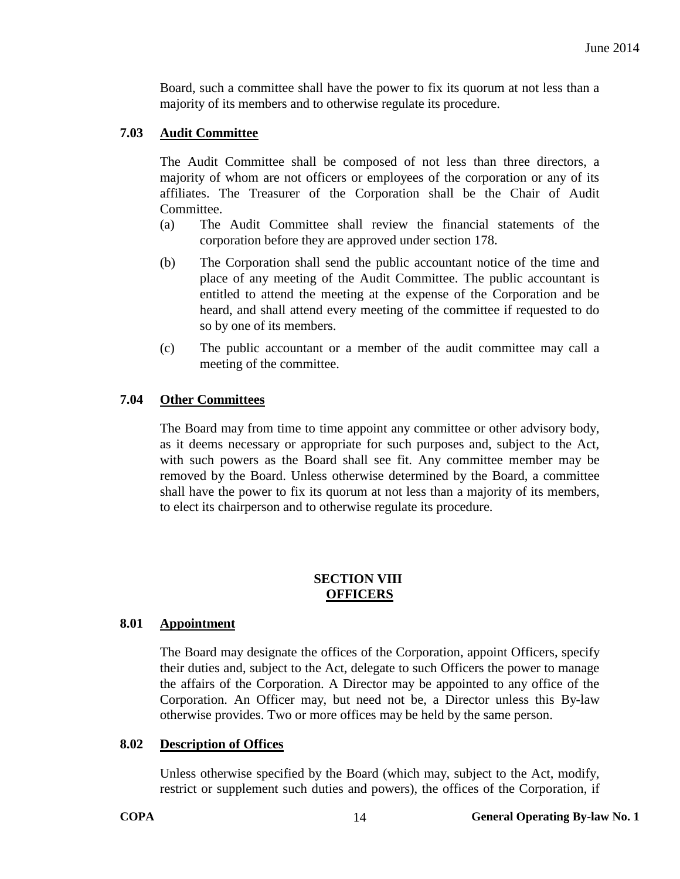Board, such a committee shall have the power to fix its quorum at not less than a majority of its members and to otherwise regulate its procedure.

### 7.03 Audit Committee

The Audit Committee shall be composed of not less than three directors, a majority of whom are not officers or employees of the corporation or any of its affiliates. The Treasurer of the Corporation shall be the Chair of Audit Committee.

(a) The Audit Committee shall review the financial statements of the corporation before they are approved under section 178.

(b) The Corporation shall send the public accountant notice of the time and place of any meeting of the Audit Committee. The public accountant is entitled to attend the meeting at the expense of the Corporation and be heard, and shall attend every meeting of the committee if requested to do so by one of its members.

(c) The public accountant or a member of the audit committee may call a meeting of the committee.

### 7.04 Other Committees

The Board may from time to time appoint any committee or other advisory body, as it deems necessary or appropriate for such purposes and, subject to the Act, with such powers as the Board shall see fit. Any committee member may be removed by the Board. Unless otherwise determined by the Board, a committee shall have the power to fix its quorum at not less than a majority of its members, to elect its chairperson and to otherwise regulate its procedure.

## SECTION VIII
## OFFICERS

### 8.01 Appointment

The Board may designate the offices of the Corporation, appoint Officers, specify their duties and, subject to the Act, delegate to such Officers the power to manage the affairs of the Corporation. A Director may be appointed to any office of the Corporation. An Officer may, but need not be, a Director unless this By-law otherwise provides. Two or more offices may be held by the same person.

### 8.02 Description of Offices

Unless otherwise specified by the Board (which may, subject to the Act, modify, restrict or supplement such duties and powers), the offices of the Corporation, if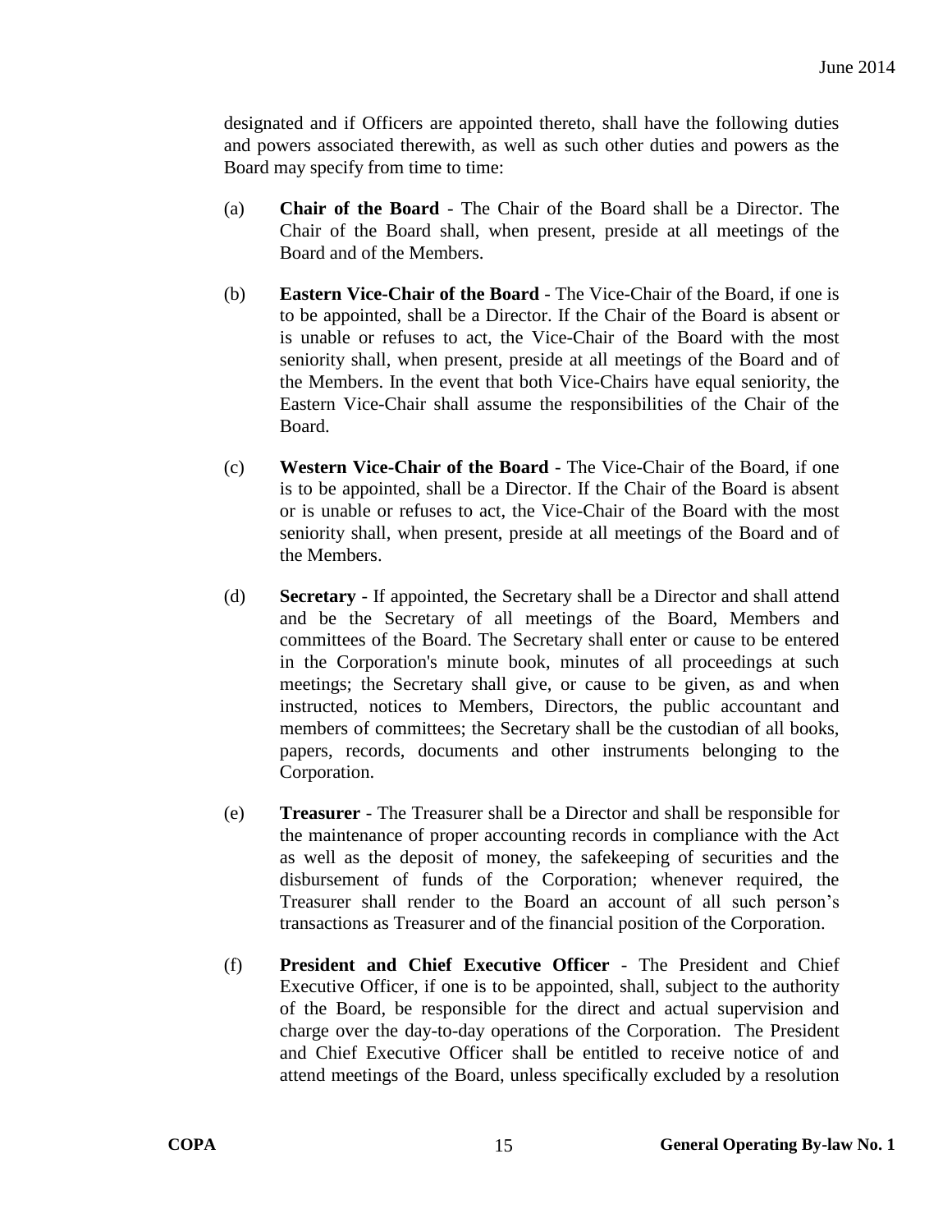designated and if Officers are appointed thereto, shall have the following duties and powers associated therewith, as well as such other duties and powers as the Board may specify from time to time:

(a) **Chair of the Board** - The Chair of the Board shall be a Director. The Chair of the Board shall, when present, preside at all meetings of the Board and of the Members.

(b) **Eastern Vice-Chair of the Board** - The Vice-Chair of the Board, if one is to be appointed, shall be a Director. If the Chair of the Board is absent or is unable or refuses to act, the Vice-Chair of the Board with the most seniority shall, when present, preside at all meetings of the Board and of the Members. In the event that both Vice-Chairs have equal seniority, the Eastern Vice-Chair shall assume the responsibilities of the Chair of the Board.

(c) **Western Vice-Chair of the Board** - The Vice-Chair of the Board, if one is to be appointed, shall be a Director. If the Chair of the Board is absent or is unable or refuses to act, the Vice-Chair of the Board with the most seniority shall, when present, preside at all meetings of the Board and of the Members.

(d) **Secretary** - If appointed, the Secretary shall be a Director and shall attend and be the Secretary of all meetings of the Board, Members and committees of the Board. The Secretary shall enter or cause to be entered in the Corporation's minute book, minutes of all proceedings at such meetings; the Secretary shall give, or cause to be given, as and when instructed, notices to Members, Directors, the public accountant and members of committees; the Secretary shall be the custodian of all books, papers, records, documents and other instruments belonging to the Corporation.

(e) **Treasurer** - The Treasurer shall be a Director and shall be responsible for the maintenance of proper accounting records in compliance with the Act as well as the deposit of money, the safekeeping of securities and the disbursement of funds of the Corporation; whenever required, the Treasurer shall render to the Board an account of all such person's transactions as Treasurer and of the financial position of the Corporation.

(f) **President and Chief Executive Officer** - The President and Chief Executive Officer, if one is to be appointed, shall, subject to the authority of the Board, be responsible for the direct and actual supervision and charge over the day-to-day operations of the Corporation. The President and Chief Executive Officer shall be entitled to receive notice of and attend meetings of the Board, unless specifically excluded by a resolution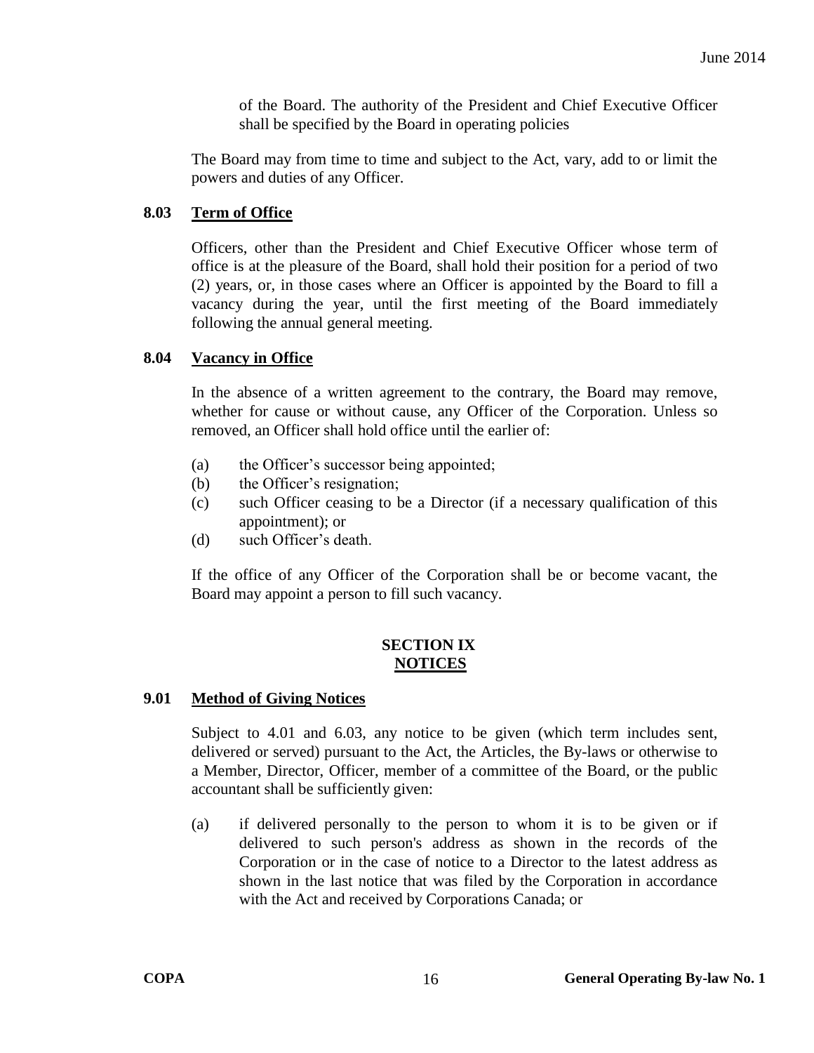of the Board. The authority of the President and Chief Executive Officer shall be specified by the Board in operating policies

The Board may from time to time and subject to the Act, vary, add to or limit the powers and duties of any Officer.

### 8.03 Term of Office

Officers, other than the President and Chief Executive Officer whose term of office is at the pleasure of the Board, shall hold their position for a period of two (2) years, or, in those cases where an Officer is appointed by the Board to fill a vacancy during the year, until the first meeting of the Board immediately following the annual general meeting.

### 8.04 Vacancy in Office

In the absence of a written agreement to the contrary, the Board may remove, whether for cause or without cause, any Officer of the Corporation. Unless so removed, an Officer shall hold office until the earlier of:

(a) the Officer's successor being appointed;
(b) the Officer's resignation;
(c) such Officer ceasing to be a Director (if a necessary qualification of this appointment); or
(d) such Officer's death.

If the office of any Officer of the Corporation shall be or become vacant, the Board may appoint a person to fill such vacancy.

## SECTION IX
## NOTICES

### 9.01 Method of Giving Notices

Subject to 4.01 and 6.03, any notice to be given (which term includes sent, delivered or served) pursuant to the Act, the Articles, the By-laws or otherwise to a Member, Director, Officer, member of a committee of the Board, or the public accountant shall be sufficiently given:

(a) if delivered personally to the person to whom it is to be given or if delivered to such person's address as shown in the records of the Corporation or in the case of notice to a Director to the latest address as shown in the last notice that was filed by the Corporation in accordance with the Act and received by Corporations Canada; or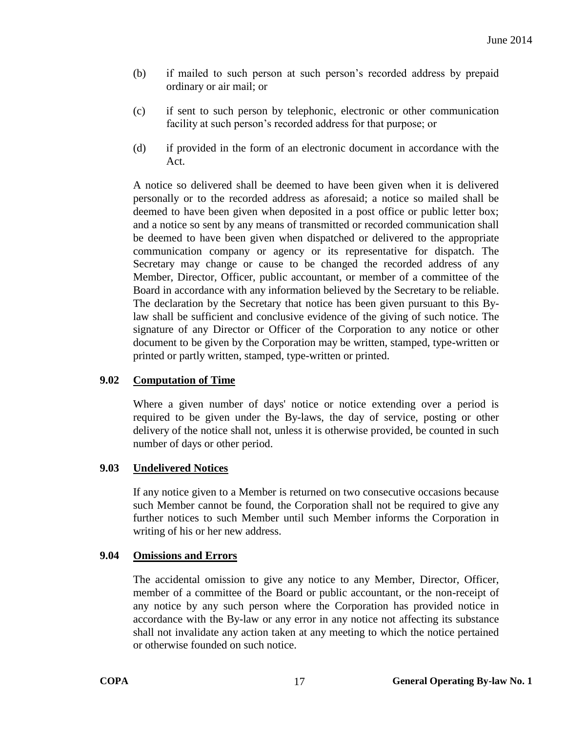(b) if mailed to such person at such person's recorded address by prepaid ordinary or air mail; or

(c) if sent to such person by telephonic, electronic or other communication facility at such person's recorded address for that purpose; or

(d) if provided in the form of an electronic document in accordance with the Act.

A notice so delivered shall be deemed to have been given when it is delivered personally or to the recorded address as aforesaid; a notice so mailed shall be deemed to have been given when deposited in a post office or public letter box; and a notice so sent by any means of transmitted or recorded communication shall be deemed to have been given when dispatched or delivered to the appropriate communication company or agency or its representative for dispatch. The Secretary may change or cause to be changed the recorded address of any Member, Director, Officer, public accountant, or member of a committee of the Board in accordance with any information believed by the Secretary to be reliable. The declaration by the Secretary that notice has been given pursuant to this By-law shall be sufficient and conclusive evidence of the giving of such notice. The signature of any Director or Officer of the Corporation to any notice or other document to be given by the Corporation may be written, stamped, type-written or printed or partly written, stamped, type-written or printed.

### 9.02 Computation of Time

Where a given number of days' notice or notice extending over a period is required to be given under the By-laws, the day of service, posting or other delivery of the notice shall not, unless it is otherwise provided, be counted in such number of days or other period.

### 9.03 Undelivered Notices

If any notice given to a Member is returned on two consecutive occasions because such Member cannot be found, the Corporation shall not be required to give any further notices to such Member until such Member informs the Corporation in writing of his or her new address.

### 9.04 Omissions and Errors

The accidental omission to give any notice to any Member, Director, Officer, member of a committee of the Board or public accountant, or the non-receipt of any notice by any such person where the Corporation has provided notice in accordance with the By-law or any error in any notice not affecting its substance shall not invalidate any action taken at any meeting to which the notice pertained or otherwise founded on such notice.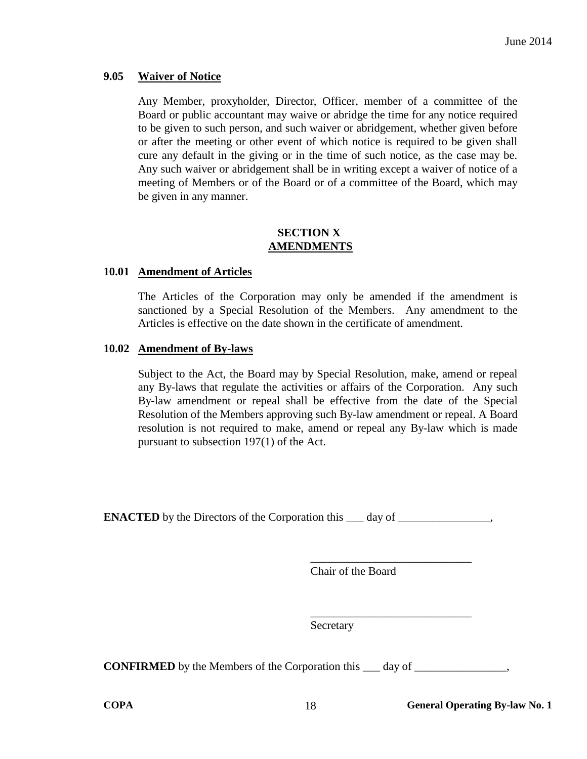**9.05 Waiver of Notice**

Any Member, proxyholder, Director, Officer, member of a committee of the Board or public accountant may waive or abridge the time for any notice required to be given to such person, and such waiver or abridgement, whether given before or after the meeting or other event of which notice is required to be given shall cure any default in the giving or in the time of such notice, as the case may be. Any such waiver or abridgement shall be in writing except a waiver of notice of a meeting of Members or of the Board or of a committee of the Board, which may be given in any manner.

## SECTION X
## AMENDMENTS

**10.01 Amendment of Articles**

The Articles of the Corporation may only be amended if the amendment is sanctioned by a Special Resolution of the Members. Any amendment to the Articles is effective on the date shown in the certificate of amendment.

**10.02 Amendment of By-laws**

Subject to the Act, the Board may by Special Resolution, make, amend or repeal any By-laws that regulate the activities or affairs of the Corporation. Any such By-law amendment or repeal shall be effective from the date of the Special Resolution of the Members approving such By-law amendment or repeal. A Board resolution is not required to make, amend or repeal any By-law which is made pursuant to subsection 197(1) of the Act.

**ENACTED** by the Directors of the Corporation this ___ day of ________________,

____________________________
Chair of the Board

____________________________
Secretary

**CONFIRMED** by the Members of the Corporation this ___ day of ________________,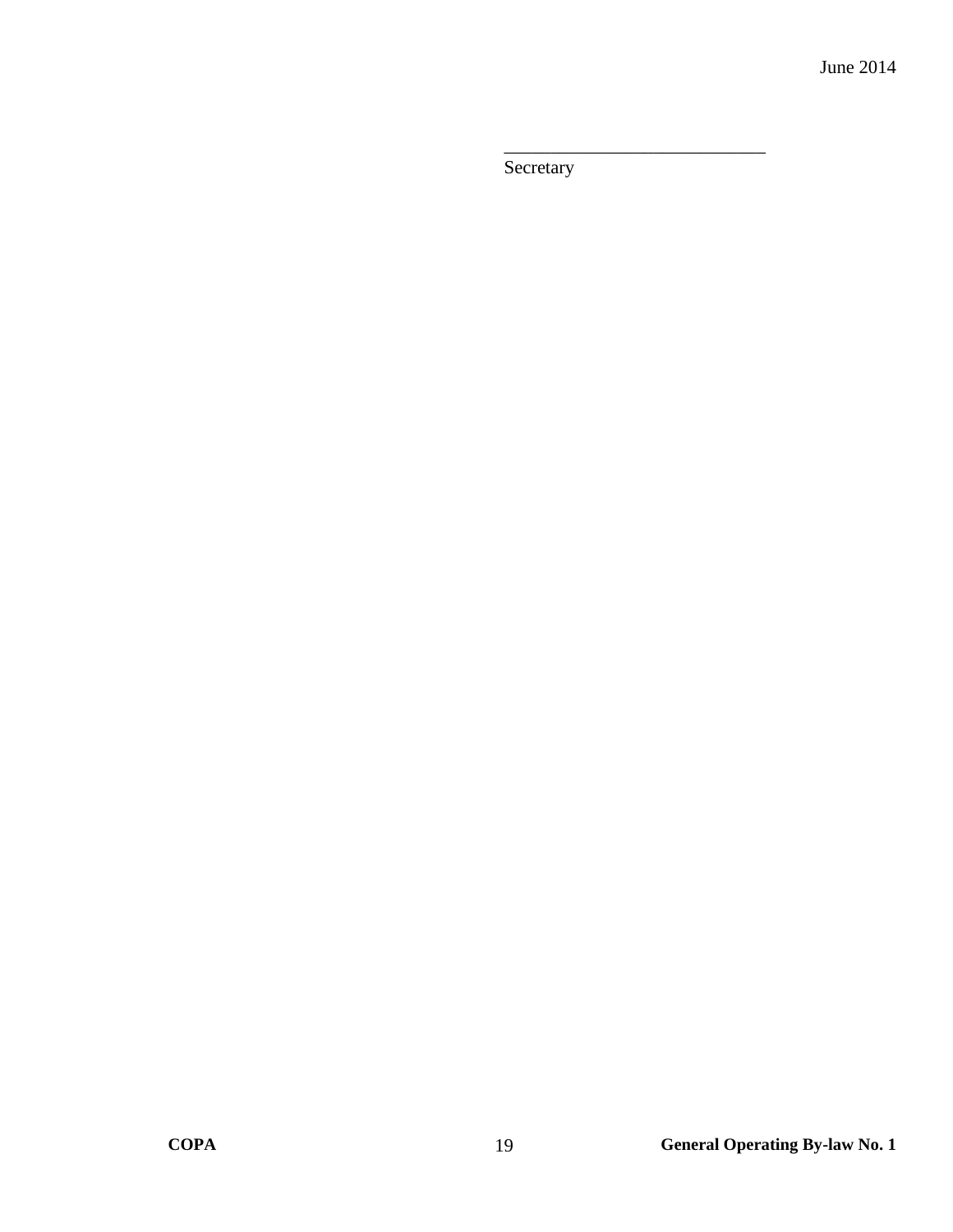\_\_\_\_\_\_\_\_\_\_\_\_\_\_\_\_\_\_\_\_\_\_\_\_\_\_\_\_\_\_

Secretary

______________________________

Secretary